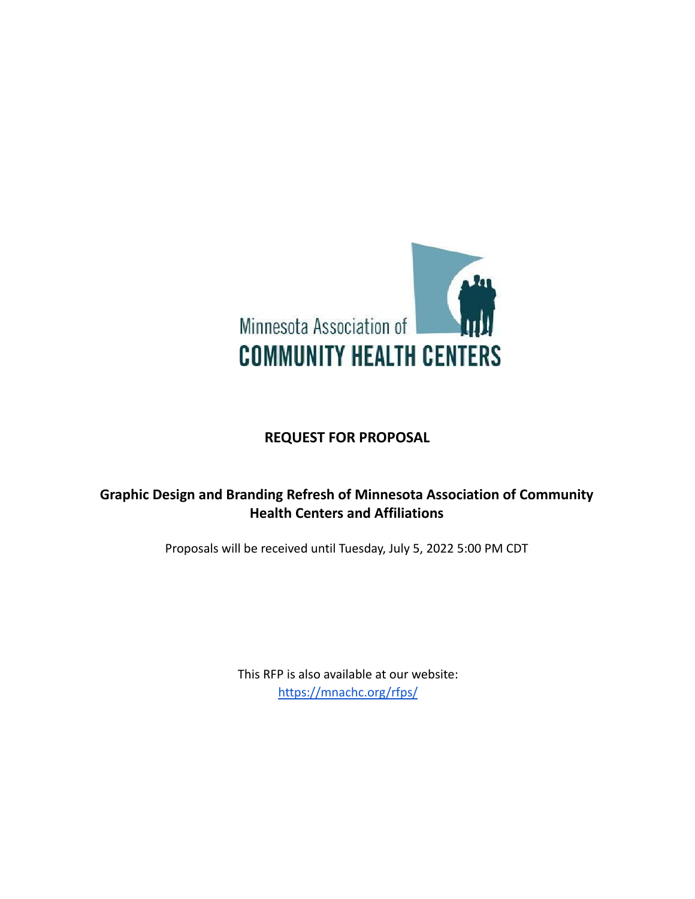Minnesota Association of
COMMUNITY HEALTH CENTERS

# REQUEST FOR PROPOSAL

## Graphic Design and Branding Refresh of Minnesota Association of Community Health Centers and Affiliations

Proposals will be received until Tuesday, July 5, 2022 5:00 PM CDT

This RFP is also available at our website:
https://mnachc.org/rfps/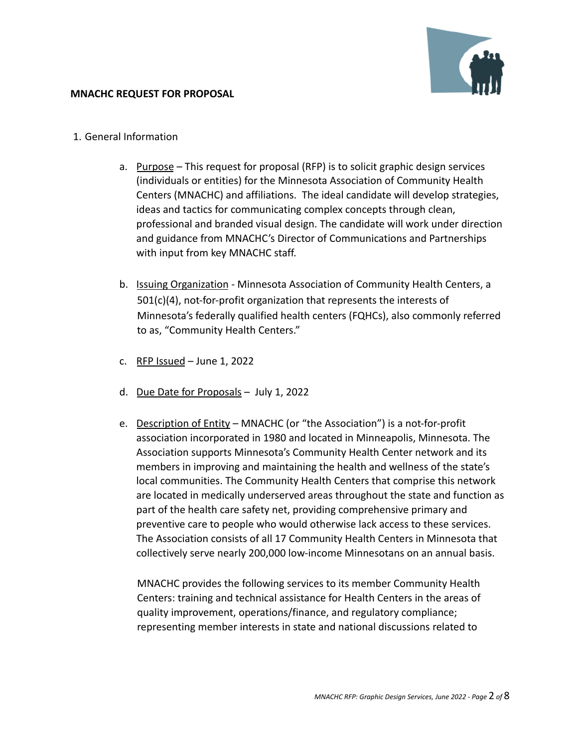**MNACHC REQUEST FOR PROPOSAL**

1. General Information

   a. Purpose – This request for proposal (RFP) is to solicit graphic design services (individuals or entities) for the Minnesota Association of Community Health Centers (MNACHC) and affiliations. The ideal candidate will develop strategies, ideas and tactics for communicating complex concepts through clean, professional and branded visual design. The candidate will work under direction and guidance from MNACHC's Director of Communications and Partnerships with input from key MNACHC staff.

   b. Issuing Organization - Minnesota Association of Community Health Centers, a 501(c)(4), not-for-profit organization that represents the interests of Minnesota's federally qualified health centers (FQHCs), also commonly referred to as, "Community Health Centers."

   c. RFP Issued – June 1, 2022

   d. Due Date for Proposals – July 1, 2022

   e. Description of Entity – MNACHC (or "the Association") is a not-for-profit association incorporated in 1980 and located in Minneapolis, Minnesota. The Association supports Minnesota's Community Health Center network and its members in improving and maintaining the health and wellness of the state's local communities. The Community Health Centers that comprise this network are located in medically underserved areas throughout the state and function as part of the health care safety net, providing comprehensive primary and preventive care to people who would otherwise lack access to these services. The Association consists of all 17 Community Health Centers in Minnesota that collectively serve nearly 200,000 low-income Minnesotans on an annual basis.

      MNACHC provides the following services to its member Community Health Centers: training and technical assistance for Health Centers in the areas of quality improvement, operations/finance, and regulatory compliance; representing member interests in state and national discussions related to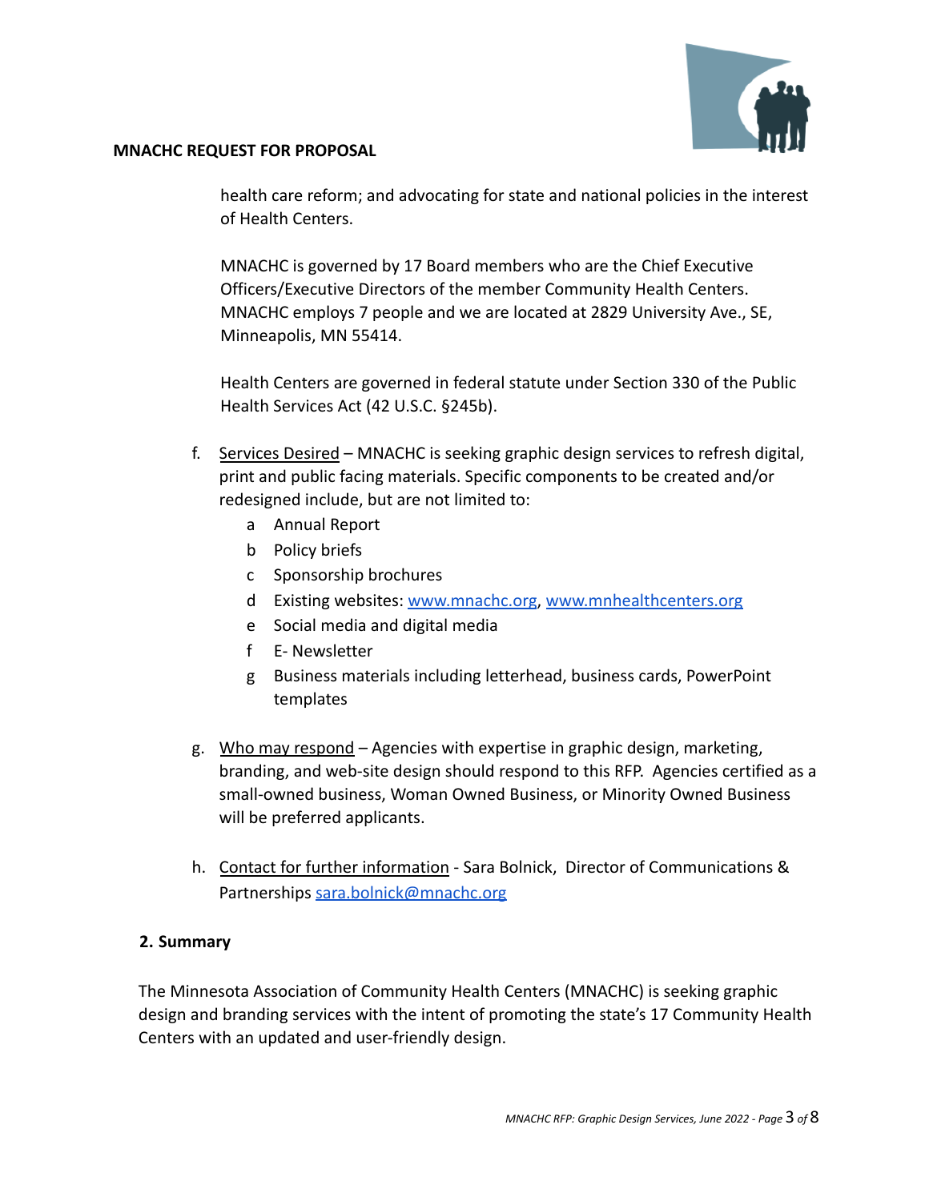health care reform; and advocating for state and national policies in the interest of Health Centers.

MNACHC is governed by 17 Board members who are the Chief Executive Officers/Executive Directors of the member Community Health Centers. MNACHC employs 7 people and we are located at 2829 University Ave., SE, Minneapolis, MN 55414.

Health Centers are governed in federal statute under Section 330 of the Public Health Services Act (42 U.S.C. §245b).

f. Services Desired – MNACHC is seeking graphic design services to refresh digital, print and public facing materials. Specific components to be created and/or redesigned include, but are not limited to:
   - a Annual Report
   - b Policy briefs
   - c Sponsorship brochures
   - d Existing websites: www.mnachc.org, www.mnhealthcenters.org
   - e Social media and digital media
   - f E- Newsletter
   - g Business materials including letterhead, business cards, PowerPoint templates

g. Who may respond – Agencies with expertise in graphic design, marketing, branding, and web-site design should respond to this RFP. Agencies certified as a small-owned business, Woman Owned Business, or Minority Owned Business will be preferred applicants.

h. Contact for further information - Sara Bolnick, Director of Communications & Partnerships sara.bolnick@mnachc.org

## 2. Summary

The Minnesota Association of Community Health Centers (MNACHC) is seeking graphic design and branding services with the intent of promoting the state's 17 Community Health Centers with an updated and user-friendly design.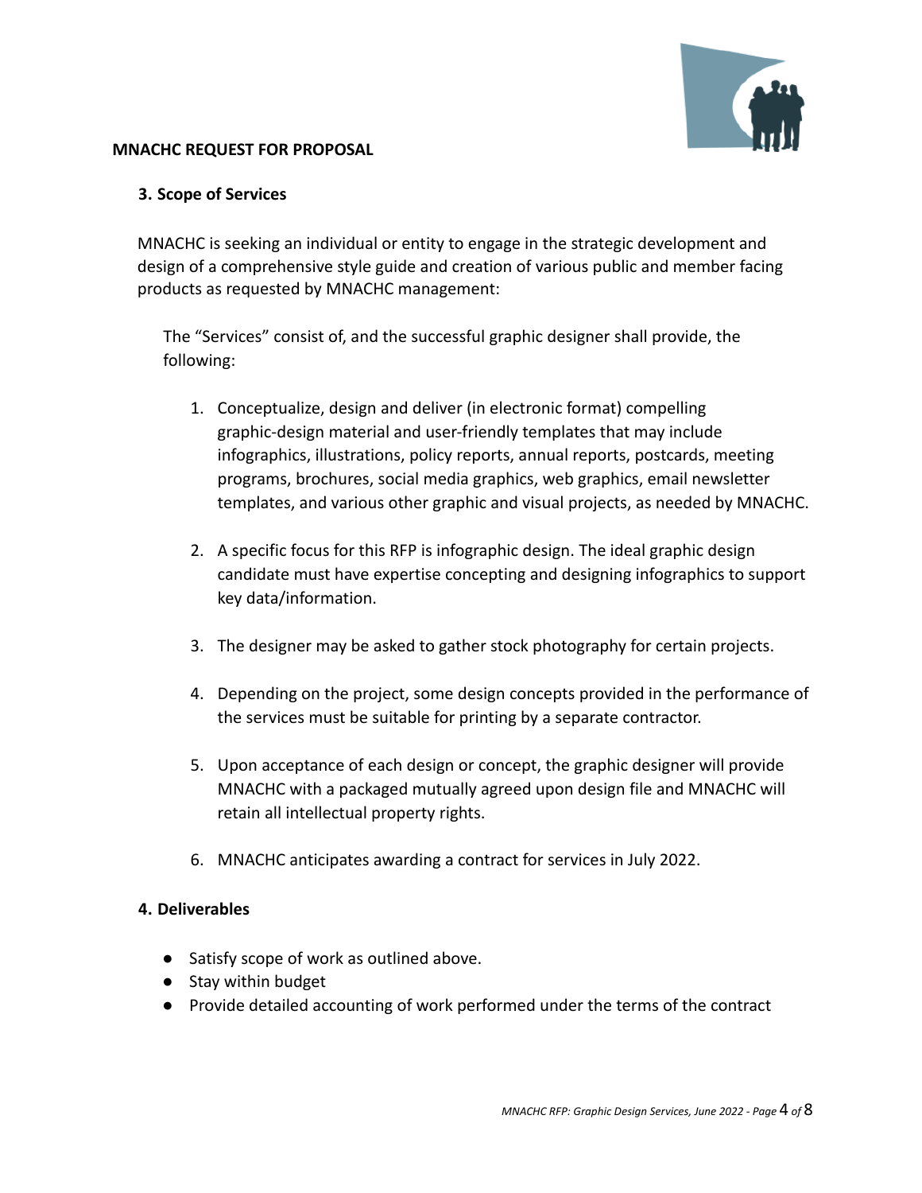**MNACHC REQUEST FOR PROPOSAL**

### 3. Scope of Services

MNACHC is seeking an individual or entity to engage in the strategic development and design of a comprehensive style guide and creation of various public and member facing products as requested by MNACHC management:

The "Services" consist of, and the successful graphic designer shall provide, the following:

1. Conceptualize, design and deliver (in electronic format) compelling graphic-design material and user-friendly templates that may include infographics, illustrations, policy reports, annual reports, postcards, meeting programs, brochures, social media graphics, web graphics, email newsletter templates, and various other graphic and visual projects, as needed by MNACHC.
2. A specific focus for this RFP is infographic design. The ideal graphic design candidate must have expertise concepting and designing infographics to support key data/information.
3. The designer may be asked to gather stock photography for certain projects.
4. Depending on the project, some design concepts provided in the performance of the services must be suitable for printing by a separate contractor.
5. Upon acceptance of each design or concept, the graphic designer will provide MNACHC with a packaged mutually agreed upon design file and MNACHC will retain all intellectual property rights.
6. MNACHC anticipates awarding a contract for services in July 2022.

### 4. Deliverables

- Satisfy scope of work as outlined above.
- Stay within budget
- Provide detailed accounting of work performed under the terms of the contract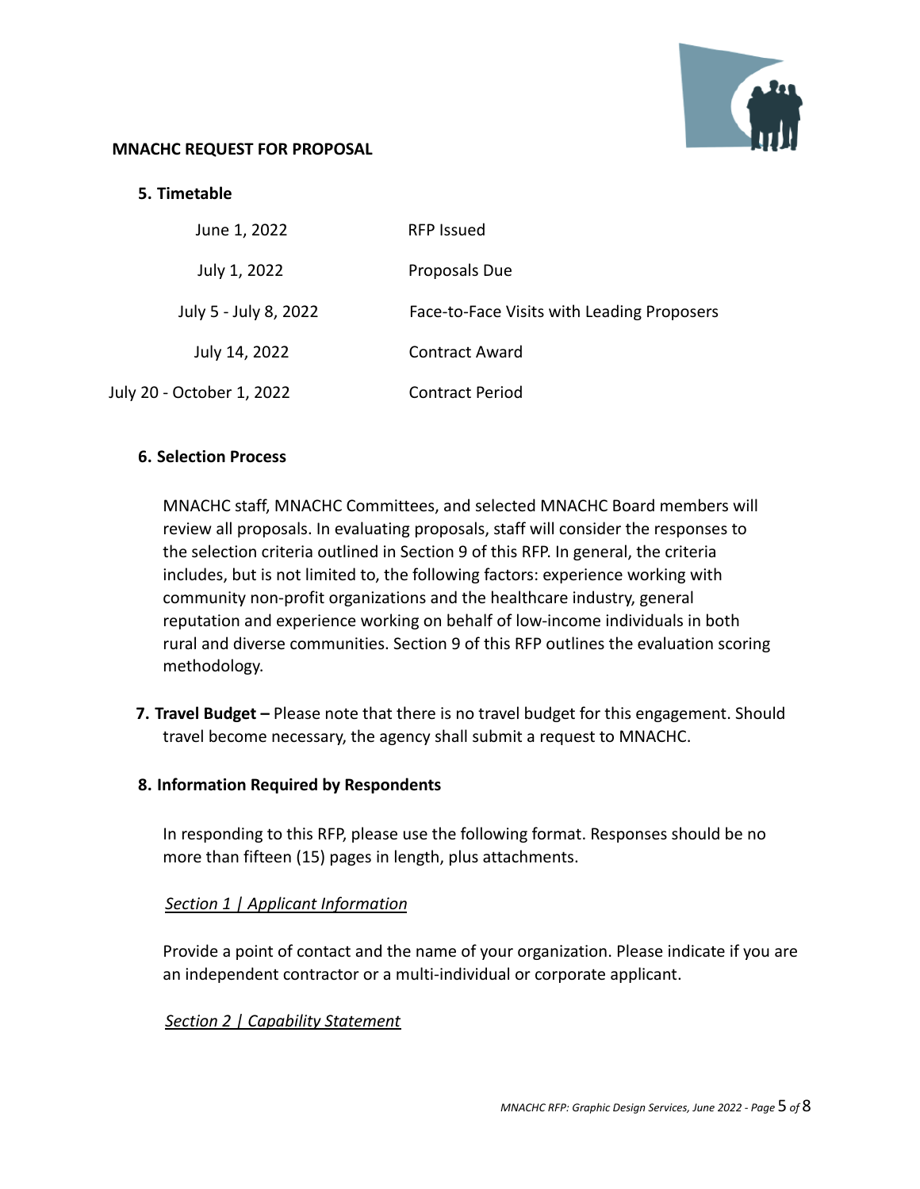**MNACHC REQUEST FOR PROPOSAL**

## 5. Timetable

| | |
|---|---|
| June 1, 2022 | RFP Issued |
| July 1, 2022 | Proposals Due |
| July 5 - July 8, 2022 | Face-to-Face Visits with Leading Proposers |
| July 14, 2022 | Contract Award |
| July 20 - October 1, 2022 | Contract Period |

## 6. Selection Process

MNACHC staff, MNACHC Committees, and selected MNACHC Board members will review all proposals. In evaluating proposals, staff will consider the responses to the selection criteria outlined in Section 9 of this RFP. In general, the criteria includes, but is not limited to, the following factors: experience working with community non-profit organizations and the healthcare industry, general reputation and experience working on behalf of low-income individuals in both rural and diverse communities. Section 9 of this RFP outlines the evaluation scoring methodology.

**7. Travel Budget –** Please note that there is no travel budget for this engagement. Should travel become necessary, the agency shall submit a request to MNACHC.

## 8. Information Required by Respondents

In responding to this RFP, please use the following format. Responses should be no more than fifteen (15) pages in length, plus attachments.

*Section 1 | Applicant Information*

Provide a point of contact and the name of your organization. Please indicate if you are an independent contractor or a multi-individual or corporate applicant.

*Section 2 | Capability Statement*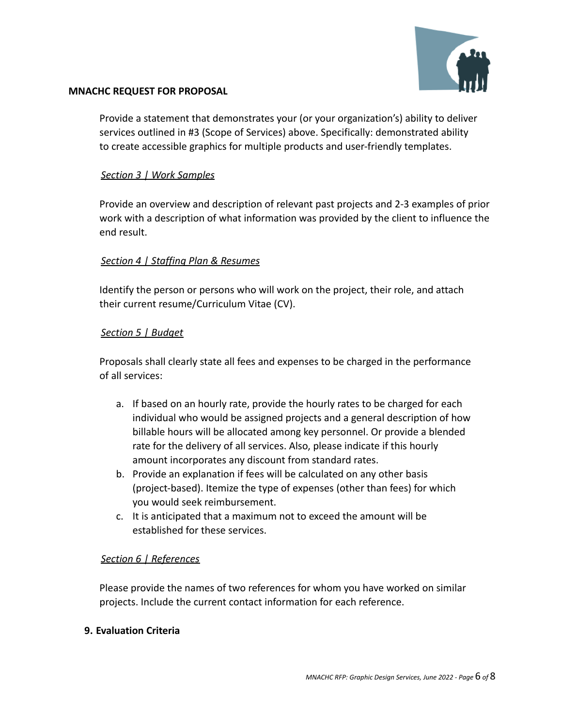Provide a statement that demonstrates your (or your organization's) ability to deliver services outlined in #3 (Scope of Services) above. Specifically: demonstrated ability to create accessible graphics for multiple products and user-friendly templates.

*Section 3 | Work Samples*

Provide an overview and description of relevant past projects and 2-3 examples of prior work with a description of what information was provided by the client to influence the end result.

*Section 4 | Staffing Plan & Resumes*

Identify the person or persons who will work on the project, their role, and attach their current resume/Curriculum Vitae (CV).

*Section 5 | Budget*

Proposals shall clearly state all fees and expenses to be charged in the performance of all services:

a. If based on an hourly rate, provide the hourly rates to be charged for each individual who would be assigned projects and a general description of how billable hours will be allocated among key personnel. Or provide a blended rate for the delivery of all services. Also, please indicate if this hourly amount incorporates any discount from standard rates.
b. Provide an explanation if fees will be calculated on any other basis (project-based). Itemize the type of expenses (other than fees) for which you would seek reimbursement.
c. It is anticipated that a maximum not to exceed the amount will be established for these services.

*Section 6 | References*

Please provide the names of two references for whom you have worked on similar projects. Include the current contact information for each reference.

## 9. Evaluation Criteria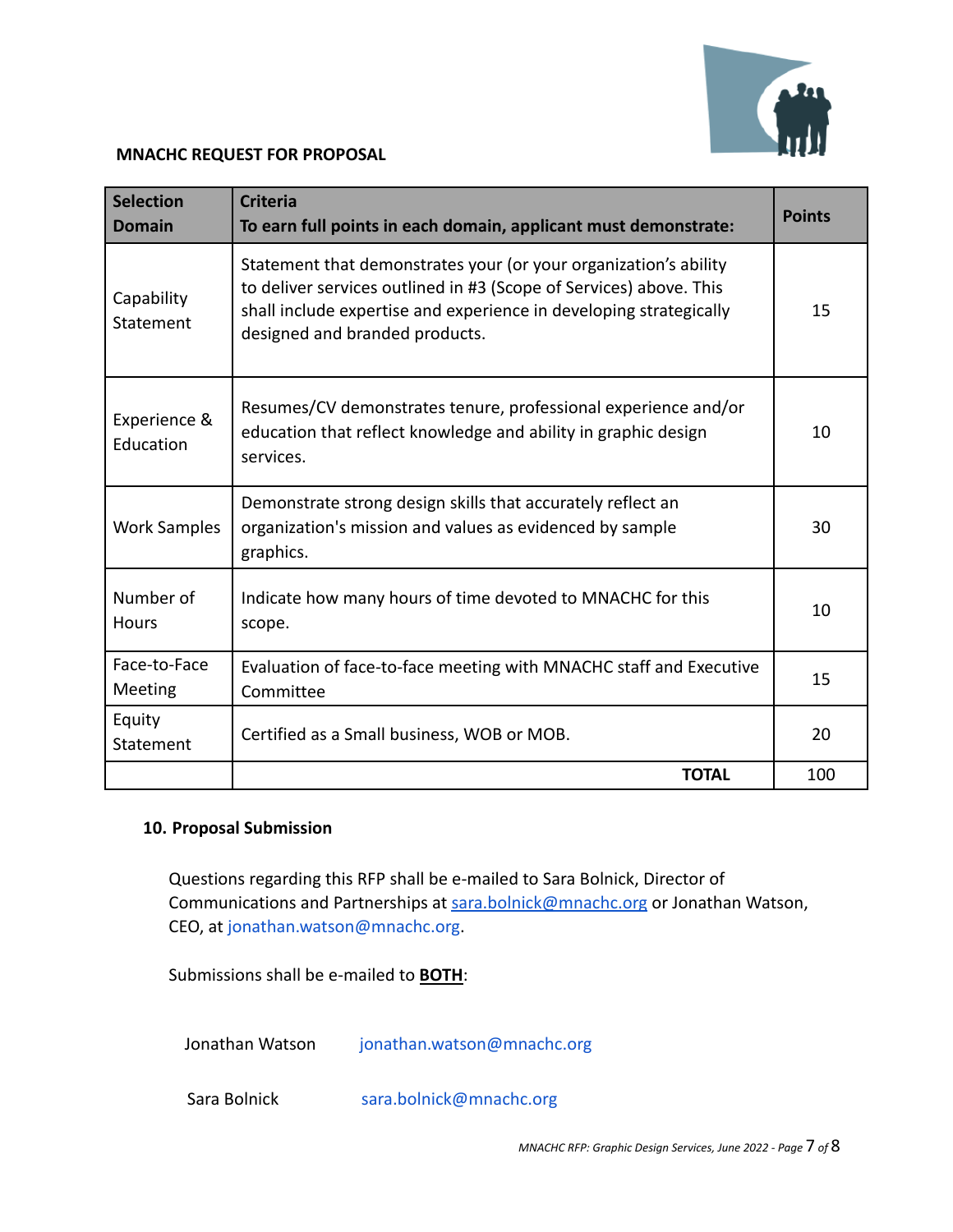**MNACHC REQUEST FOR PROPOSAL**

| Selection Domain | Criteria<br>To earn full points in each domain, applicant must demonstrate: | Points |
|---|---|---|
| Capability Statement | Statement that demonstrates your (or your organization's ability to deliver services outlined in #3 (Scope of Services) above. This shall include expertise and experience in developing strategically designed and branded products. | 15 |
| Experience & Education | Resumes/CV demonstrates tenure, professional experience and/or education that reflect knowledge and ability in graphic design services. | 10 |
| Work Samples | Demonstrate strong design skills that accurately reflect an organization's mission and values as evidenced by sample graphics. | 30 |
| Number of Hours | Indicate how many hours of time devoted to MNACHC for this scope. | 10 |
| Face-to-Face Meeting | Evaluation of face-to-face meeting with MNACHC staff and Executive Committee | 15 |
| Equity Statement | Certified as a Small business, WOB or MOB. | 20 |
| | **TOTAL** | 100 |

**10. Proposal Submission**

Questions regarding this RFP shall be e-mailed to Sara Bolnick, Director of Communications and Partnerships at sara.bolnick@mnachc.org or Jonathan Watson, CEO, at jonathan.watson@mnachc.org.

Submissions shall be e-mailed to **BOTH**:

Jonathan Watson jonathan.watson@mnachc.org

Sara Bolnick sara.bolnick@mnachc.org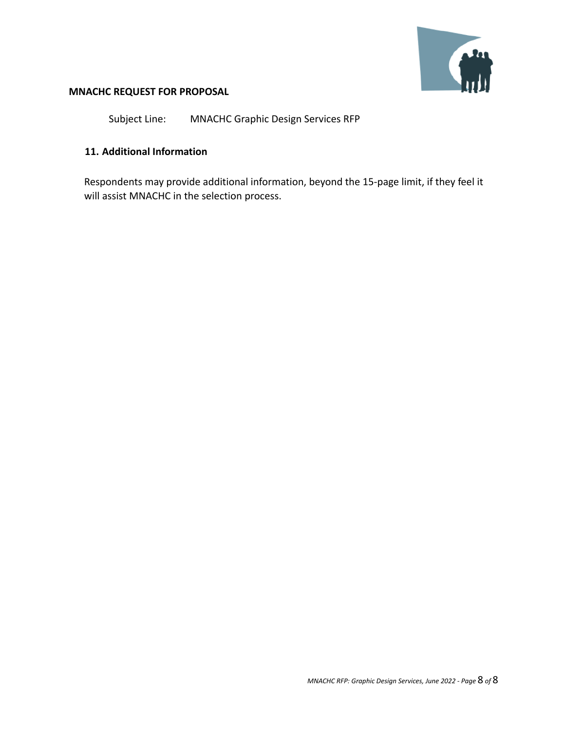**MNACHC REQUEST FOR PROPOSAL**

Subject Line: MNACHC Graphic Design Services RFP

### 11. Additional Information

Respondents may provide additional information, beyond the 15-page limit, if they feel it will assist MNACHC in the selection process.